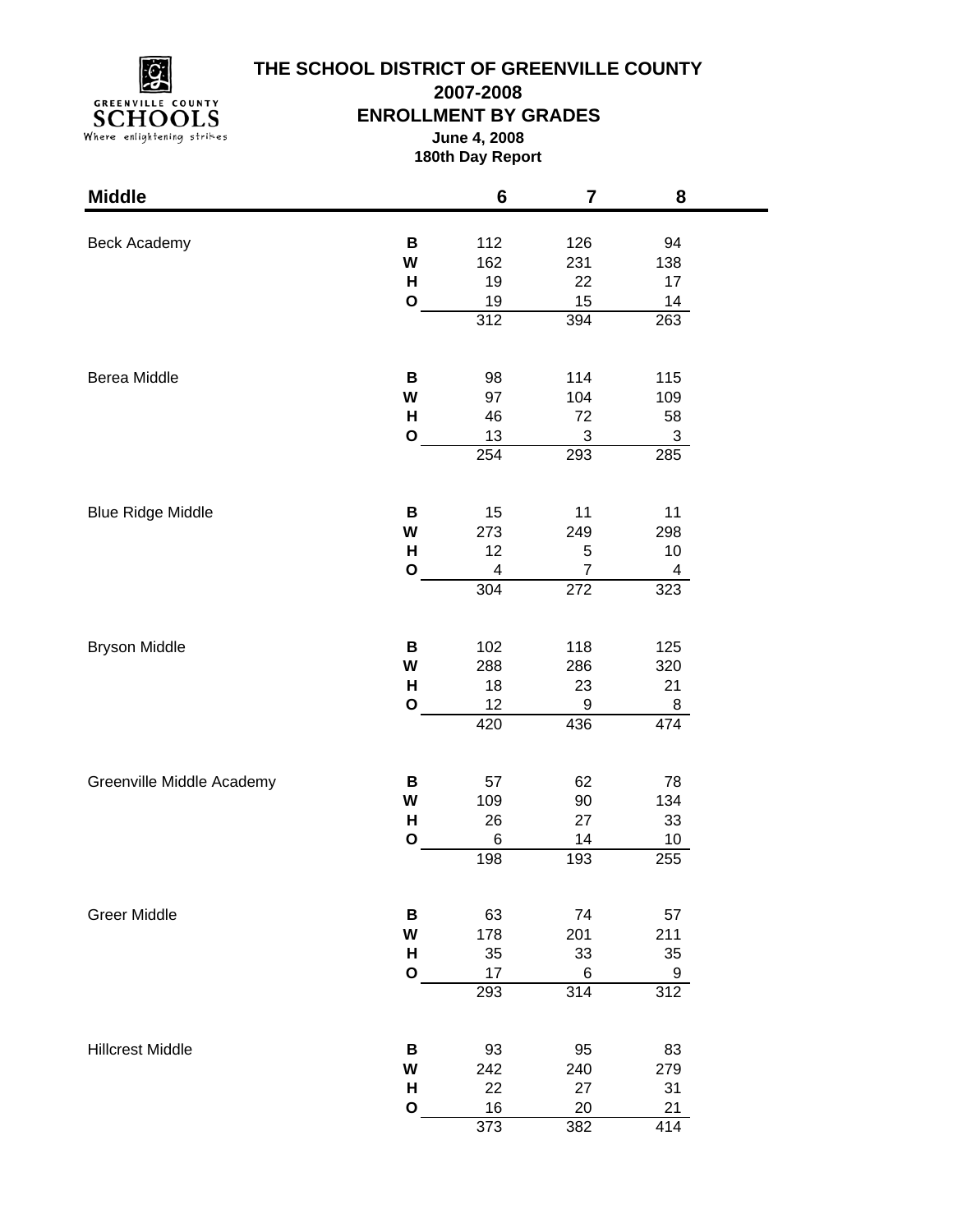# THE SCHOOL DISTRICT OF GREENVILLE COUNTY

## 2007-2008

## ENROLLMENT BY GRADES

**June 4, 2008**

**180th Day Report**

| Middle | | 6 | 7 | 8 |
|---|---|---|---|---|
| Beck Academy | **B** | 112 | 126 | 94 |
| | **W** | 162 | 231 | 138 |
| | **H** | 19 | 22 | 17 |
| | **O** | 19 | 15 | 14 |
| | | 312 | 394 | 263 |
| Berea Middle | **B** | 98 | 114 | 115 |
| | **W** | 97 | 104 | 109 |
| | **H** | 46 | 72 | 58 |
| | **O** | 13 | 3 | 3 |
| | | 254 | 293 | 285 |
| Blue Ridge Middle | **B** | 15 | 11 | 11 |
| | **W** | 273 | 249 | 298 |
| | **H** | 12 | 5 | 10 |
| | **O** | 4 | 7 | 4 |
| | | 304 | 272 | 323 |
| Bryson Middle | **B** | 102 | 118 | 125 |
| | **W** | 288 | 286 | 320 |
| | **H** | 18 | 23 | 21 |
| | **O** | 12 | 9 | 8 |
| | | 420 | 436 | 474 |
| Greenville Middle Academy | **B** | 57 | 62 | 78 |
| | **W** | 109 | 90 | 134 |
| | **H** | 26 | 27 | 33 |
| | **O** | 6 | 14 | 10 |
| | | 198 | 193 | 255 |
| Greer Middle | **B** | 63 | 74 | 57 |
| | **W** | 178 | 201 | 211 |
| | **H** | 35 | 33 | 35 |
| | **O** | 17 | 6 | 9 |
| | | 293 | 314 | 312 |
| Hillcrest Middle | **B** | 93 | 95 | 83 |
| | **W** | 242 | 240 | 279 |
| | **H** | 22 | 27 | 31 |
| | **O** | 16 | 20 | 21 |
| | | 373 | 382 | 414 |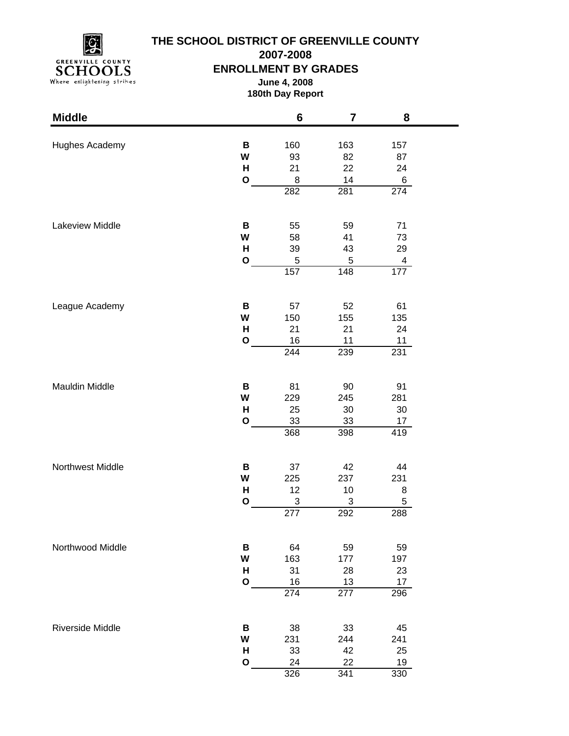# THE SCHOOL DISTRICT OF GREENVILLE COUNTY

## 2007-2008

## ENROLLMENT BY GRADES

**June 4, 2008**

**180th Day Report**

| Middle | | 6 | 7 | 8 |
|---|---|---|---|---|
| Hughes Academy | **B** | 160 | 163 | 157 |
| | **W** | 93 | 82 | 87 |
| | **H** | 21 | 22 | 24 |
| | **O** | 8 | 14 | 6 |
| | | 282 | 281 | 274 |
| Lakeview Middle | **B** | 55 | 59 | 71 |
| | **W** | 58 | 41 | 73 |
| | **H** | 39 | 43 | 29 |
| | **O** | 5 | 5 | 4 |
| | | 157 | 148 | 177 |
| League Academy | **B** | 57 | 52 | 61 |
| | **W** | 150 | 155 | 135 |
| | **H** | 21 | 21 | 24 |
| | **O** | 16 | 11 | 11 |
| | | 244 | 239 | 231 |
| Mauldin Middle | **B** | 81 | 90 | 91 |
| | **W** | 229 | 245 | 281 |
| | **H** | 25 | 30 | 30 |
| | **O** | 33 | 33 | 17 |
| | | 368 | 398 | 419 |
| Northwest Middle | **B** | 37 | 42 | 44 |
| | **W** | 225 | 237 | 231 |
| | **H** | 12 | 10 | 8 |
| | **O** | 3 | 3 | 5 |
| | | 277 | 292 | 288 |
| Northwood Middle | **B** | 64 | 59 | 59 |
| | **W** | 163 | 177 | 197 |
| | **H** | 31 | 28 | 23 |
| | **O** | 16 | 13 | 17 |
| | | 274 | 277 | 296 |
| Riverside Middle | **B** | 38 | 33 | 45 |
| | **W** | 231 | 244 | 241 |
| | **H** | 33 | 42 | 25 |
| | **O** | 24 | 22 | 19 |
| | | 326 | 341 | 330 |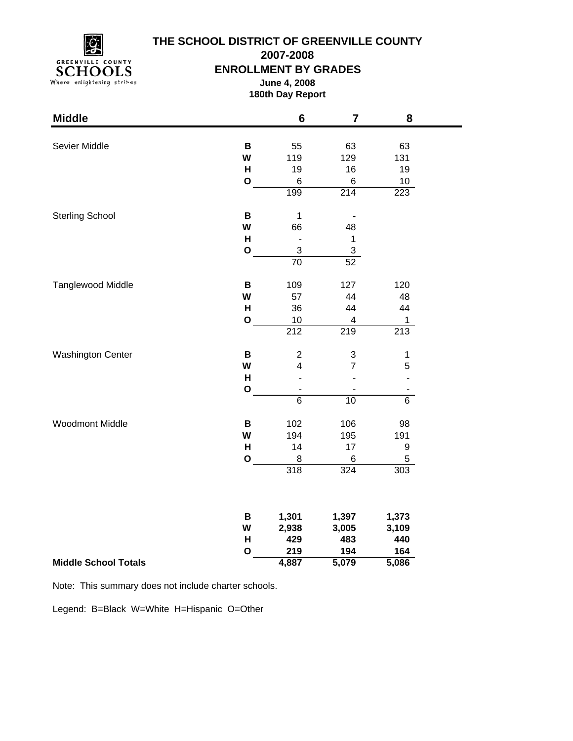# THE SCHOOL DISTRICT OF GREENVILLE COUNTY

## 2007-2008

## ENROLLMENT BY GRADES

**June 4, 2008**

**180th Day Report**

| Middle | | 6 | 7 | 8 |
|---|---|---|---|---|
| Sevier Middle | B | 55 | 63 | 63 |
| | W | 119 | 129 | 131 |
| | H | 19 | 16 | 19 |
| | O | 6 | 6 | 10 |
| | | 199 | 214 | 223 |
| Sterling School | B | 1 | - | |
| | W | 66 | 48 | |
| | H | - | 1 | |
| | O | 3 | 3 | |
| | | 70 | 52 | |
| Tanglewood Middle | B | 109 | 127 | 120 |
| | W | 57 | 44 | 48 |
| | H | 36 | 44 | 44 |
| | O | 10 | 4 | 1 |
| | | 212 | 219 | 213 |
| Washington Center | B | 2 | 3 | 1 |
| | W | 4 | 7 | 5 |
| | H | - | - | - |
| | O | - | - | - |
| | | 6 | 10 | 6 |
| Woodmont Middle | B | 102 | 106 | 98 |
| | W | 194 | 195 | 191 |
| | H | 14 | 17 | 9 |
| | O | 8 | 6 | 5 |
| | | 318 | 324 | 303 |
| | **B** | **1,301** | **1,397** | **1,373** |
| | **W** | **2,938** | **3,005** | **3,109** |
| | **H** | **429** | **483** | **440** |
| | **O** | **219** | **194** | **164** |
| **Middle School Totals** | | **4,887** | **5,079** | **5,086** |

Note: This summary does not include charter schools.

Legend: B=Black W=White H=Hispanic O=Other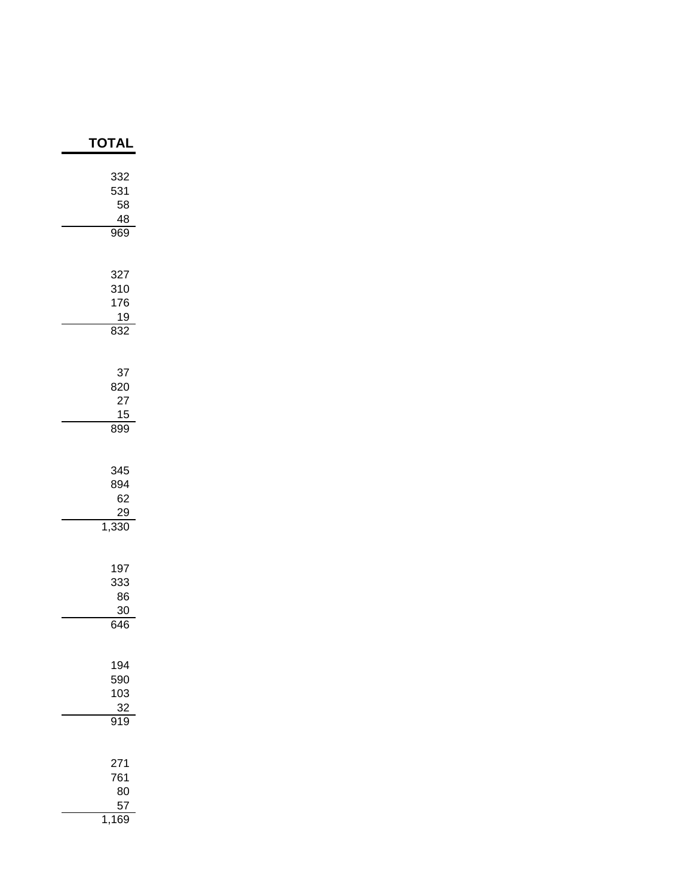| TOTAL |
|---|
| 332 |
| 531 |
| 58 |
| 48 |
| 969 |
| |
| 327 |
| 310 |
| 176 |
| 19 |
| 832 |
| |
| 37 |
| 820 |
| 27 |
| 15 |
| 899 |
| |
| 345 |
| 894 |
| 62 |
| 29 |
| 1,330 |
| |
| 197 |
| 333 |
| 86 |
| 30 |
| 646 |
| |
| 194 |
| 590 |
| 103 |
| 32 |
| 919 |
| |
| 271 |
| 761 |
| 80 |
| 57 |
| 1,169 |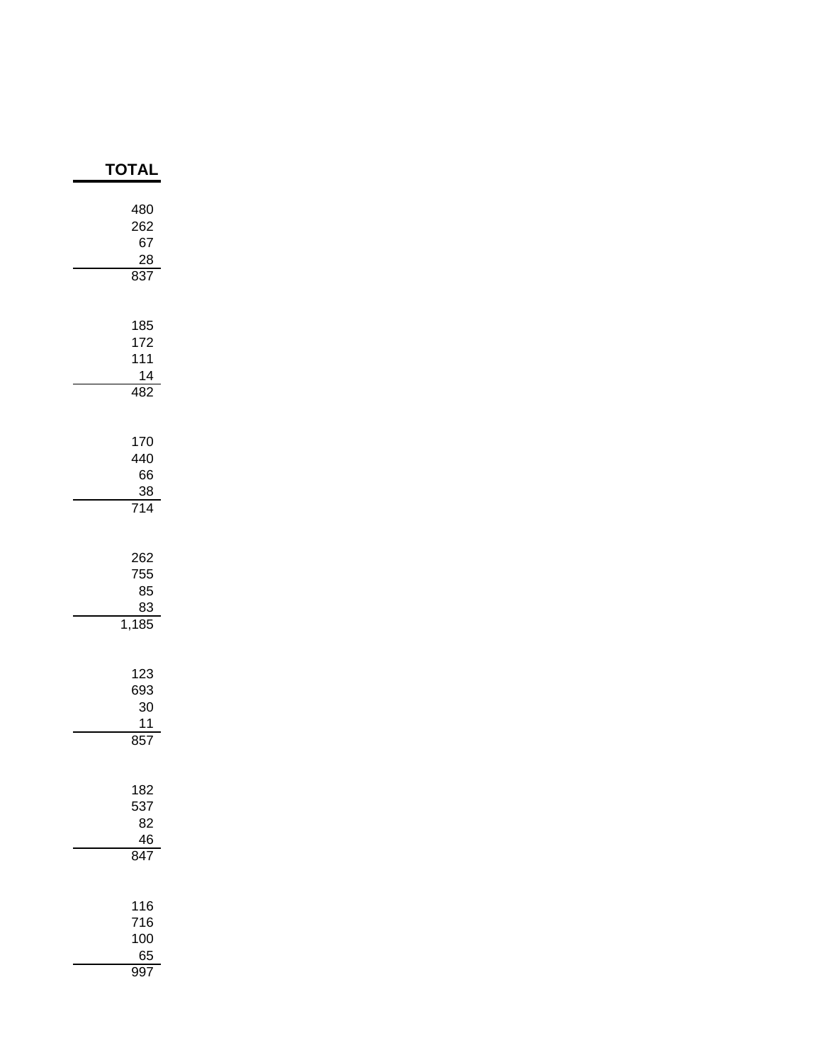| TOTAL |
| ---: |
| 480 |
| 262 |
| 67 |
| 28 |
| 837 |
| |
| 185 |
| 172 |
| 111 |
| 14 |
| 482 |
| |
| 170 |
| 440 |
| 66 |
| 38 |
| 714 |
| |
| 262 |
| 755 |
| 85 |
| 83 |
| 1,185 |
| |
| 123 |
| 693 |
| 30 |
| 11 |
| 857 |
| |
| 182 |
| 537 |
| 82 |
| 46 |
| 847 |
| |
| 116 |
| 716 |
| 100 |
| 65 |
| 997 |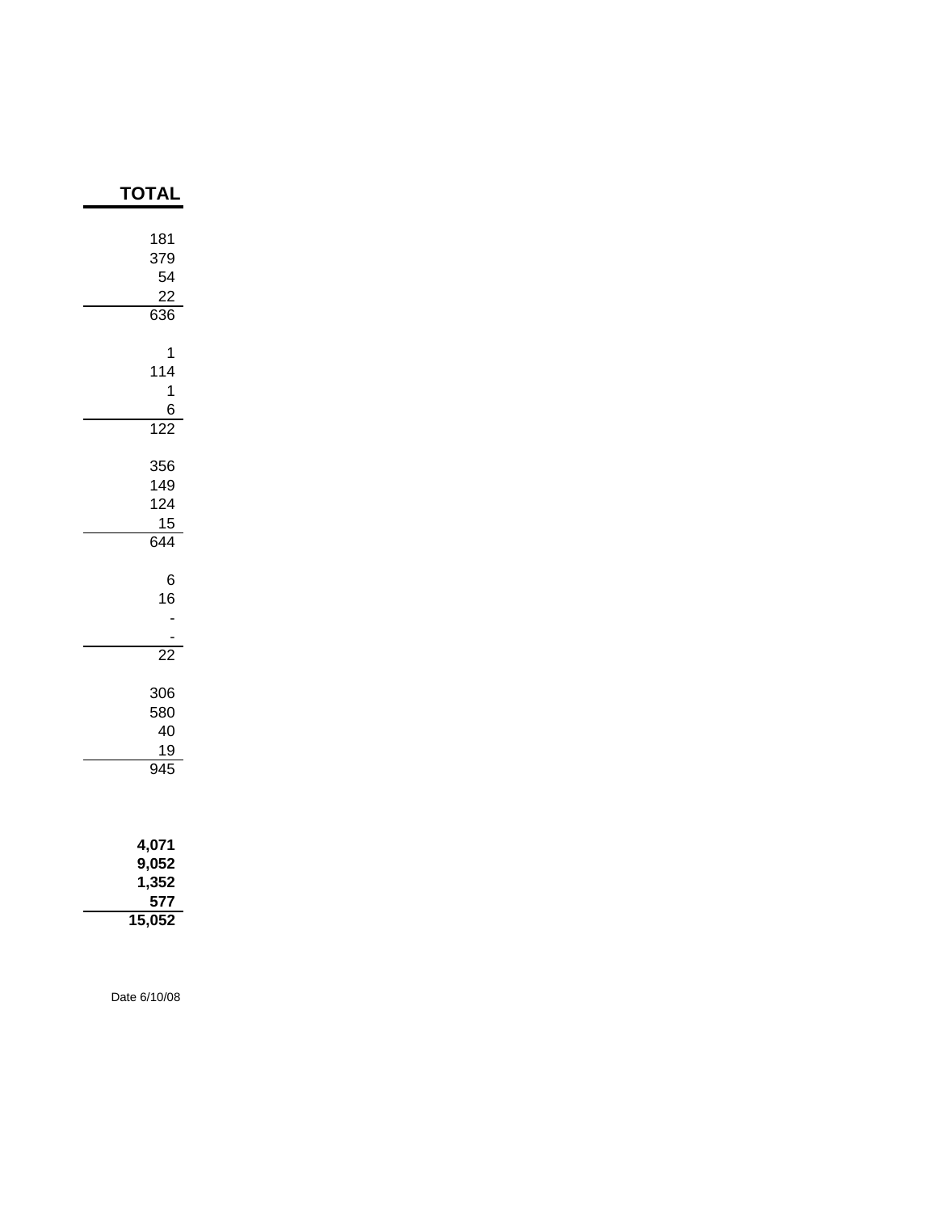| TOTAL |
|---|
| 181 |
| 379 |
| 54 |
| 22 |
| 636 |
| |
| 1 |
| 114 |
| 1 |
| 6 |
| 122 |
| |
| 356 |
| 149 |
| 124 |
| 15 |
| 644 |
| |
| 6 |
| 16 |
| - |
| - |
| 22 |
| |
| 306 |
| 580 |
| 40 |
| 19 |
| 945 |
| |
| **4,071** |
| **9,052** |
| **1,352** |
| **577** |
| **15,052** |

Date 6/10/08